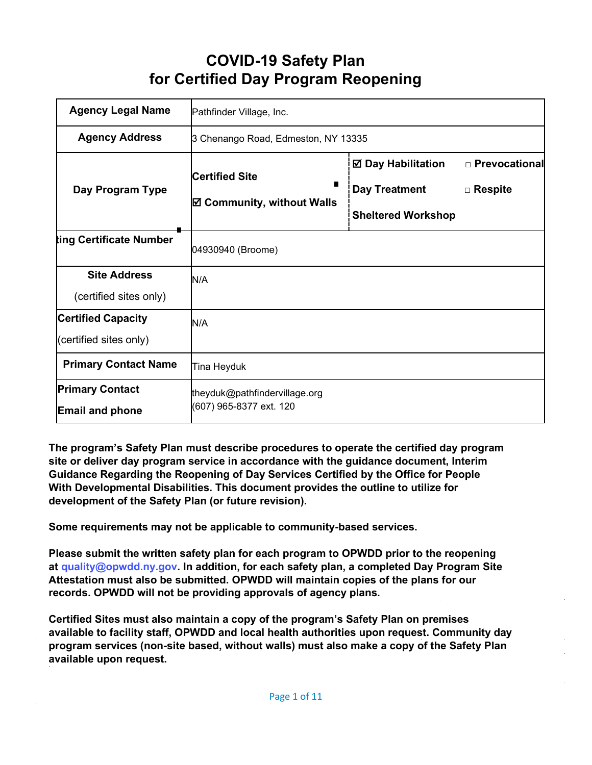# COVID-19 Safety Plan
# for Certified Day Program Reopening

| Agency Legal Name | Pathfinder Village, Inc. | | |
|---|---|---|---|
| Agency Address | 3 Chenango Road, Edmeston, NY 13335 | | |
| Day Program Type | Certified Site<br>☑ Community, without Walls | ☑ Day Habilitation<br>Day Treatment<br>Sheltered Workshop | □ Prevocational<br>□ Respite |
| ting Certificate Number | 04930940 (Broome) | | |
| Site Address<br>(certified sites only) | N/A | | |
| Certified Capacity<br>(certified sites only) | N/A | | |
| Primary Contact Name | Tina Heyduk | | |
| Primary Contact<br>Email and phone | theyduk@pathfindervillage.org<br>(607) 965-8377 ext. 120 | | |

**The program's Safety Plan must describe procedures to operate the certified day program site or deliver day program service in accordance with the guidance document, Interim Guidance Regarding the Reopening of Day Services Certified by the Office for People With Developmental Disabilities. This document provides the outline to utilize for development of the Safety Plan (or future revision).**

**Some requirements may not be applicable to community-based services.**

**Please submit the written safety plan for each program to OPWDD prior to the reopening at quality@opwdd.ny.gov. In addition, for each safety plan, a completed Day Program Site Attestation must also be submitted. OPWDD will maintain copies of the plans for our records. OPWDD will not be providing approvals of agency plans.**

**Certified Sites must also maintain a copy of the program's Safety Plan on premises available to facility staff, OPWDD and local health authorities upon request. Community day program services (non-site based, without walls) must also make a copy of the Safety Plan available upon request.**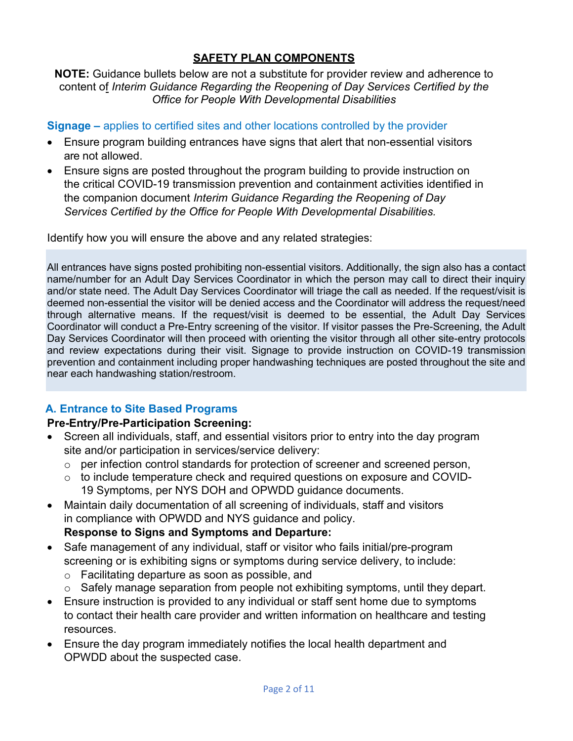## SAFETY PLAN COMPONENTS

**NOTE:** Guidance bullets below are not a substitute for provider review and adherence to content of *Interim Guidance Regarding the Reopening of Day Services Certified by the Office for People With Developmental Disabilities*

### Signage – applies to certified sites and other locations controlled by the provider

- Ensure program building entrances have signs that alert that non-essential visitors are not allowed.
- Ensure signs are posted throughout the program building to provide instruction on the critical COVID-19 transmission prevention and containment activities identified in the companion document *Interim Guidance Regarding the Reopening of Day Services Certified by the Office for People With Developmental Disabilities.*

Identify how you will ensure the above and any related strategies:

All entrances have signs posted prohibiting non-essential visitors. Additionally, the sign also has a contact name/number for an Adult Day Services Coordinator in which the person may call to direct their inquiry and/or state need. The Adult Day Services Coordinator will triage the call as needed. If the request/visit is deemed non-essential the visitor will be denied access and the Coordinator will address the request/need through alternative means. If the request/visit is deemed to be essential, the Adult Day Services Coordinator will conduct a Pre-Entry screening of the visitor. If visitor passes the Pre-Screening, the Adult Day Services Coordinator will then proceed with orienting the visitor through all other site-entry protocols and review expectations during their visit. Signage to provide instruction on COVID-19 transmission prevention and containment including proper handwashing techniques are posted throughout the site and near each handwashing station/restroom.

### A. Entrance to Site Based Programs

**Pre-Entry/Pre-Participation Screening:**

- Screen all individuals, staff, and essential visitors prior to entry into the day program site and/or participation in services/service delivery:
  - per infection control standards for protection of screener and screened person,
  - to include temperature check and required questions on exposure and COVID-19 Symptoms, per NYS DOH and OPWDD guidance documents.
- Maintain daily documentation of all screening of individuals, staff and visitors in compliance with OPWDD and NYS guidance and policy.

**Response to Signs and Symptoms and Departure:**

- Safe management of any individual, staff or visitor who fails initial/pre-program screening or is exhibiting signs or symptoms during service delivery, to include:
  - Facilitating departure as soon as possible, and
  - Safely manage separation from people not exhibiting symptoms, until they depart.
- Ensure instruction is provided to any individual or staff sent home due to symptoms to contact their health care provider and written information on healthcare and testing resources.
- Ensure the day program immediately notifies the local health department and OPWDD about the suspected case.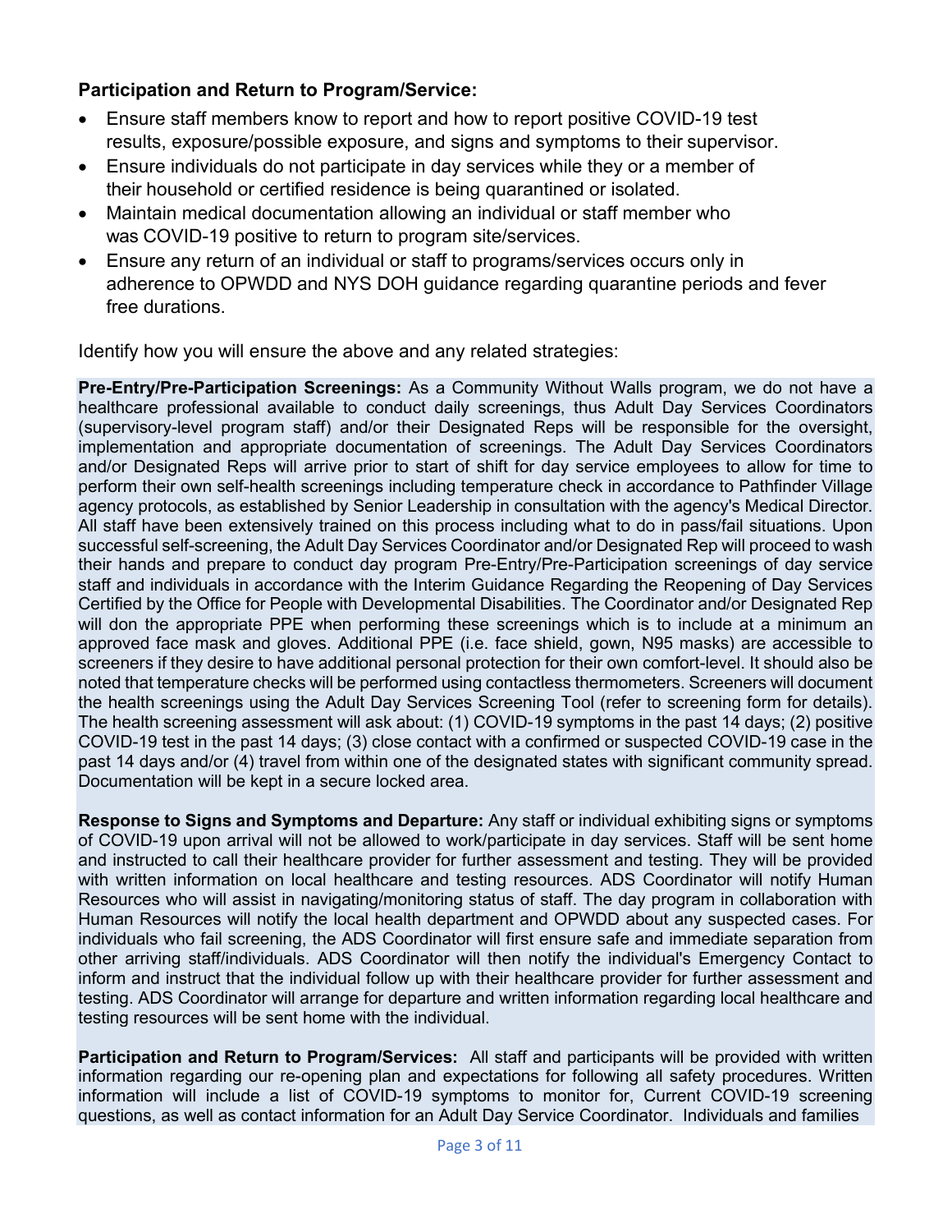**Participation and Return to Program/Service:**

- Ensure staff members know to report and how to report positive COVID-19 test results, exposure/possible exposure, and signs and symptoms to their supervisor.
- Ensure individuals do not participate in day services while they or a member of their household or certified residence is being quarantined or isolated.
- Maintain medical documentation allowing an individual or staff member who was COVID-19 positive to return to program site/services.
- Ensure any return of an individual or staff to programs/services occurs only in adherence to OPWDD and NYS DOH guidance regarding quarantine periods and fever free durations.

Identify how you will ensure the above and any related strategies:

**Pre-Entry/Pre-Participation Screenings:** As a Community Without Walls program, we do not have a healthcare professional available to conduct daily screenings, thus Adult Day Services Coordinators (supervisory-level program staff) and/or their Designated Reps will be responsible for the oversight, implementation and appropriate documentation of screenings. The Adult Day Services Coordinators and/or Designated Reps will arrive prior to start of shift for day service employees to allow for time to perform their own self-health screenings including temperature check in accordance to Pathfinder Village agency protocols, as established by Senior Leadership in consultation with the agency's Medical Director. All staff have been extensively trained on this process including what to do in pass/fail situations. Upon successful self-screening, the Adult Day Services Coordinator and/or Designated Rep will proceed to wash their hands and prepare to conduct day program Pre-Entry/Pre-Participation screenings of day service staff and individuals in accordance with the Interim Guidance Regarding the Reopening of Day Services Certified by the Office for People with Developmental Disabilities. The Coordinator and/or Designated Rep will don the appropriate PPE when performing these screenings which is to include at a minimum an approved face mask and gloves. Additional PPE (i.e. face shield, gown, N95 masks) are accessible to screeners if they desire to have additional personal protection for their own comfort-level. It should also be noted that temperature checks will be performed using contactless thermometers. Screeners will document the health screenings using the Adult Day Services Screening Tool (refer to screening form for details). The health screening assessment will ask about: (1) COVID-19 symptoms in the past 14 days; (2) positive COVID-19 test in the past 14 days; (3) close contact with a confirmed or suspected COVID-19 case in the past 14 days and/or (4) travel from within one of the designated states with significant community spread. Documentation will be kept in a secure locked area.

**Response to Signs and Symptoms and Departure:** Any staff or individual exhibiting signs or symptoms of COVID-19 upon arrival will not be allowed to work/participate in day services. Staff will be sent home and instructed to call their healthcare provider for further assessment and testing. They will be provided with written information on local healthcare and testing resources. ADS Coordinator will notify Human Resources who will assist in navigating/monitoring status of staff. The day program in collaboration with Human Resources will notify the local health department and OPWDD about any suspected cases. For individuals who fail screening, the ADS Coordinator will first ensure safe and immediate separation from other arriving staff/individuals. ADS Coordinator will then notify the individual's Emergency Contact to inform and instruct that the individual follow up with their healthcare provider for further assessment and testing. ADS Coordinator will arrange for departure and written information regarding local healthcare and testing resources will be sent home with the individual.

**Participation and Return to Program/Services:** All staff and participants will be provided with written information regarding our re-opening plan and expectations for following all safety procedures. Written information will include a list of COVID-19 symptoms to monitor for, Current COVID-19 screening questions, as well as contact information for an Adult Day Service Coordinator. Individuals and families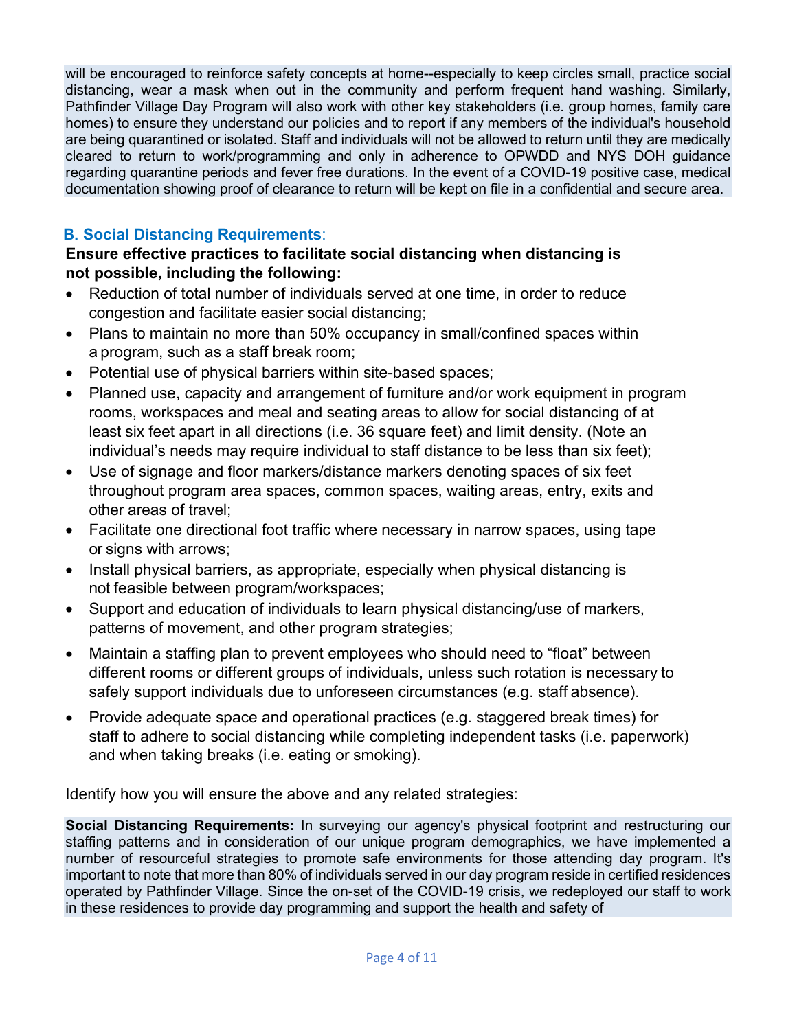will be encouraged to reinforce safety concepts at home--especially to keep circles small, practice social distancing, wear a mask when out in the community and perform frequent hand washing. Similarly, Pathfinder Village Day Program will also work with other key stakeholders (i.e. group homes, family care homes) to ensure they understand our policies and to report if any members of the individual's household are being quarantined or isolated. Staff and individuals will not be allowed to return until they are medically cleared to return to work/programming and only in adherence to OPWDD and NYS DOH guidance regarding quarantine periods and fever free durations. In the event of a COVID-19 positive case, medical documentation showing proof of clearance to return will be kept on file in a confidential and secure area.

## B. Social Distancing Requirements:

**Ensure effective practices to facilitate social distancing when distancing is not possible, including the following:**

- Reduction of total number of individuals served at one time, in order to reduce congestion and facilitate easier social distancing;
- Plans to maintain no more than 50% occupancy in small/confined spaces within a program, such as a staff break room;
- Potential use of physical barriers within site-based spaces;
- Planned use, capacity and arrangement of furniture and/or work equipment in program rooms, workspaces and meal and seating areas to allow for social distancing of at least six feet apart in all directions (i.e. 36 square feet) and limit density. (Note an individual's needs may require individual to staff distance to be less than six feet);
- Use of signage and floor markers/distance markers denoting spaces of six feet throughout program area spaces, common spaces, waiting areas, entry, exits and other areas of travel;
- Facilitate one directional foot traffic where necessary in narrow spaces, using tape or signs with arrows;
- Install physical barriers, as appropriate, especially when physical distancing is not feasible between program/workspaces;
- Support and education of individuals to learn physical distancing/use of markers, patterns of movement, and other program strategies;
- Maintain a staffing plan to prevent employees who should need to "float" between different rooms or different groups of individuals, unless such rotation is necessary to safely support individuals due to unforeseen circumstances (e.g. staff absence).
- Provide adequate space and operational practices (e.g. staggered break times) for staff to adhere to social distancing while completing independent tasks (i.e. paperwork) and when taking breaks (i.e. eating or smoking).

Identify how you will ensure the above and any related strategies:

**Social Distancing Requirements:** In surveying our agency's physical footprint and restructuring our staffing patterns and in consideration of our unique program demographics, we have implemented a number of resourceful strategies to promote safe environments for those attending day program. It's important to note that more than 80% of individuals served in our day program reside in certified residences operated by Pathfinder Village. Since the on-set of the COVID-19 crisis, we redeployed our staff to work in these residences to provide day programming and support the health and safety of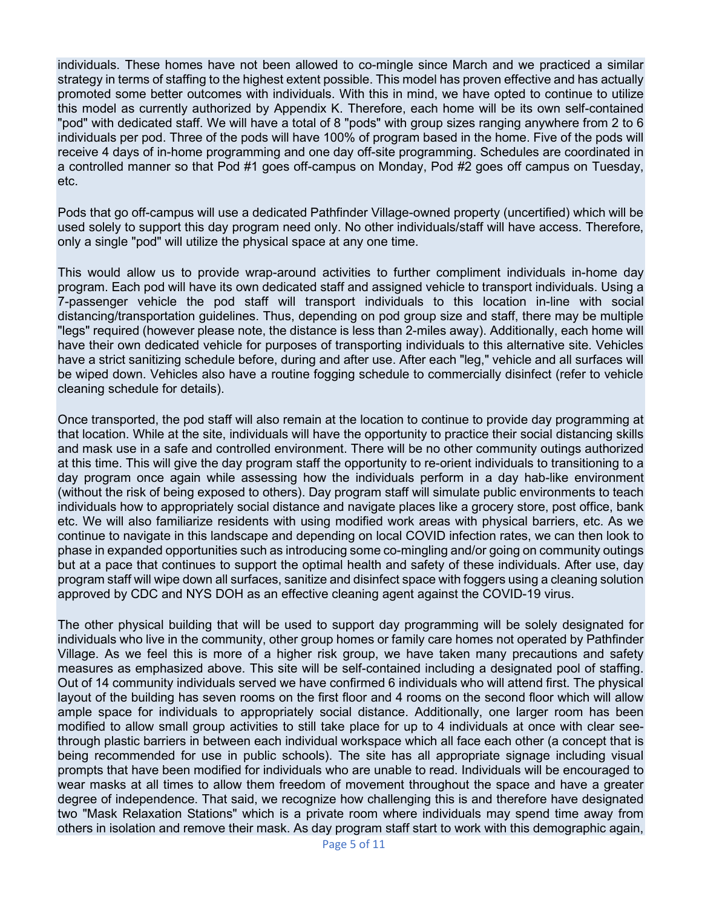individuals. These homes have not been allowed to co-mingle since March and we practiced a similar strategy in terms of staffing to the highest extent possible. This model has proven effective and has actually promoted some better outcomes with individuals. With this in mind, we have opted to continue to utilize this model as currently authorized by Appendix K. Therefore, each home will be its own self-contained "pod" with dedicated staff. We will have a total of 8 "pods" with group sizes ranging anywhere from 2 to 6 individuals per pod. Three of the pods will have 100% of program based in the home. Five of the pods will receive 4 days of in-home programming and one day off-site programming. Schedules are coordinated in a controlled manner so that Pod #1 goes off-campus on Monday, Pod #2 goes off campus on Tuesday, etc.

Pods that go off-campus will use a dedicated Pathfinder Village-owned property (uncertified) which will be used solely to support this day program need only. No other individuals/staff will have access. Therefore, only a single "pod" will utilize the physical space at any one time.

This would allow us to provide wrap-around activities to further compliment individuals in-home day program. Each pod will have its own dedicated staff and assigned vehicle to transport individuals. Using a 7-passenger vehicle the pod staff will transport individuals to this location in-line with social distancing/transportation guidelines. Thus, depending on pod group size and staff, there may be multiple "legs" required (however please note, the distance is less than 2-miles away). Additionally, each home will have their own dedicated vehicle for purposes of transporting individuals to this alternative site. Vehicles have a strict sanitizing schedule before, during and after use. After each "leg," vehicle and all surfaces will be wiped down. Vehicles also have a routine fogging schedule to commercially disinfect (refer to vehicle cleaning schedule for details).

Once transported, the pod staff will also remain at the location to continue to provide day programming at that location. While at the site, individuals will have the opportunity to practice their social distancing skills and mask use in a safe and controlled environment. There will be no other community outings authorized at this time. This will give the day program staff the opportunity to re-orient individuals to transitioning to a day program once again while assessing how the individuals perform in a day hab-like environment (without the risk of being exposed to others). Day program staff will simulate public environments to teach individuals how to appropriately social distance and navigate places like a grocery store, post office, bank etc. We will also familiarize residents with using modified work areas with physical barriers, etc. As we continue to navigate in this landscape and depending on local COVID infection rates, we can then look to phase in expanded opportunities such as introducing some co-mingling and/or going on community outings but at a pace that continues to support the optimal health and safety of these individuals. After use, day program staff will wipe down all surfaces, sanitize and disinfect space with foggers using a cleaning solution approved by CDC and NYS DOH as an effective cleaning agent against the COVID-19 virus.

The other physical building that will be used to support day programming will be solely designated for individuals who live in the community, other group homes or family care homes not operated by Pathfinder Village. As we feel this is more of a higher risk group, we have taken many precautions and safety measures as emphasized above. This site will be self-contained including a designated pool of staffing. Out of 14 community individuals served we have confirmed 6 individuals who will attend first. The physical layout of the building has seven rooms on the first floor and 4 rooms on the second floor which will allow ample space for individuals to appropriately social distance. Additionally, one larger room has been modified to allow small group activities to still take place for up to 4 individuals at once with clear see-through plastic barriers in between each individual workspace which all face each other (a concept that is being recommended for use in public schools). The site has all appropriate signage including visual prompts that have been modified for individuals who are unable to read. Individuals will be encouraged to wear masks at all times to allow them freedom of movement throughout the space and have a greater degree of independence. That said, we recognize how challenging this is and therefore have designated two "Mask Relaxation Stations" which is a private room where individuals may spend time away from others in isolation and remove their mask. As day program staff start to work with this demographic again,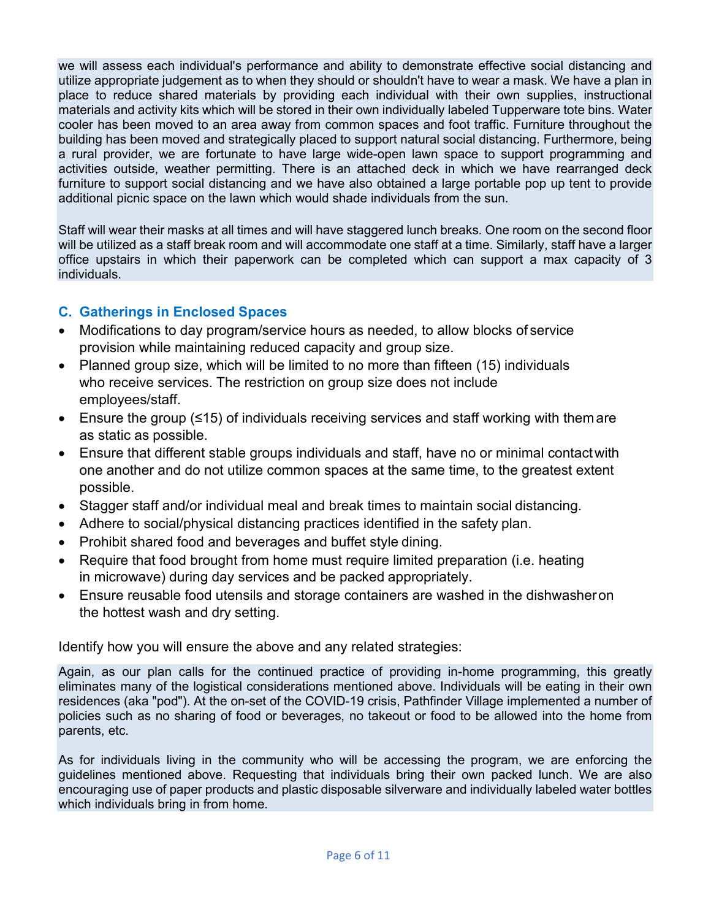we will assess each individual's performance and ability to demonstrate effective social distancing and utilize appropriate judgement as to when they should or shouldn't have to wear a mask. We have a plan in place to reduce shared materials by providing each individual with their own supplies, instructional materials and activity kits which will be stored in their own individually labeled Tupperware tote bins. Water cooler has been moved to an area away from common spaces and foot traffic. Furniture throughout the building has been moved and strategically placed to support natural social distancing. Furthermore, being a rural provider, we are fortunate to have large wide-open lawn space to support programming and activities outside, weather permitting. There is an attached deck in which we have rearranged deck furniture to support social distancing and we have also obtained a large portable pop up tent to provide additional picnic space on the lawn which would shade individuals from the sun.

Staff will wear their masks at all times and will have staggered lunch breaks. One room on the second floor will be utilized as a staff break room and will accommodate one staff at a time. Similarly, staff have a larger office upstairs in which their paperwork can be completed which can support a max capacity of 3 individuals.

### C. Gatherings in Enclosed Spaces

- Modifications to day program/service hours as needed, to allow blocks of service provision while maintaining reduced capacity and group size.
- Planned group size, which will be limited to no more than fifteen (15) individuals who receive services. The restriction on group size does not include employees/staff.
- Ensure the group (≤15) of individuals receiving services and staff working with them are as static as possible.
- Ensure that different stable groups individuals and staff, have no or minimal contact with one another and do not utilize common spaces at the same time, to the greatest extent possible.
- Stagger staff and/or individual meal and break times to maintain social distancing.
- Adhere to social/physical distancing practices identified in the safety plan.
- Prohibit shared food and beverages and buffet style dining.
- Require that food brought from home must require limited preparation (i.e. heating in microwave) during day services and be packed appropriately.
- Ensure reusable food utensils and storage containers are washed in the dishwasher on the hottest wash and dry setting.

Identify how you will ensure the above and any related strategies:

Again, as our plan calls for the continued practice of providing in-home programming, this greatly eliminates many of the logistical considerations mentioned above. Individuals will be eating in their own residences (aka "pod"). At the on-set of the COVID-19 crisis, Pathfinder Village implemented a number of policies such as no sharing of food or beverages, no takeout or food to be allowed into the home from parents, etc.

As for individuals living in the community who will be accessing the program, we are enforcing the guidelines mentioned above. Requesting that individuals bring their own packed lunch. We are also encouraging use of paper products and plastic disposable silverware and individually labeled water bottles which individuals bring in from home.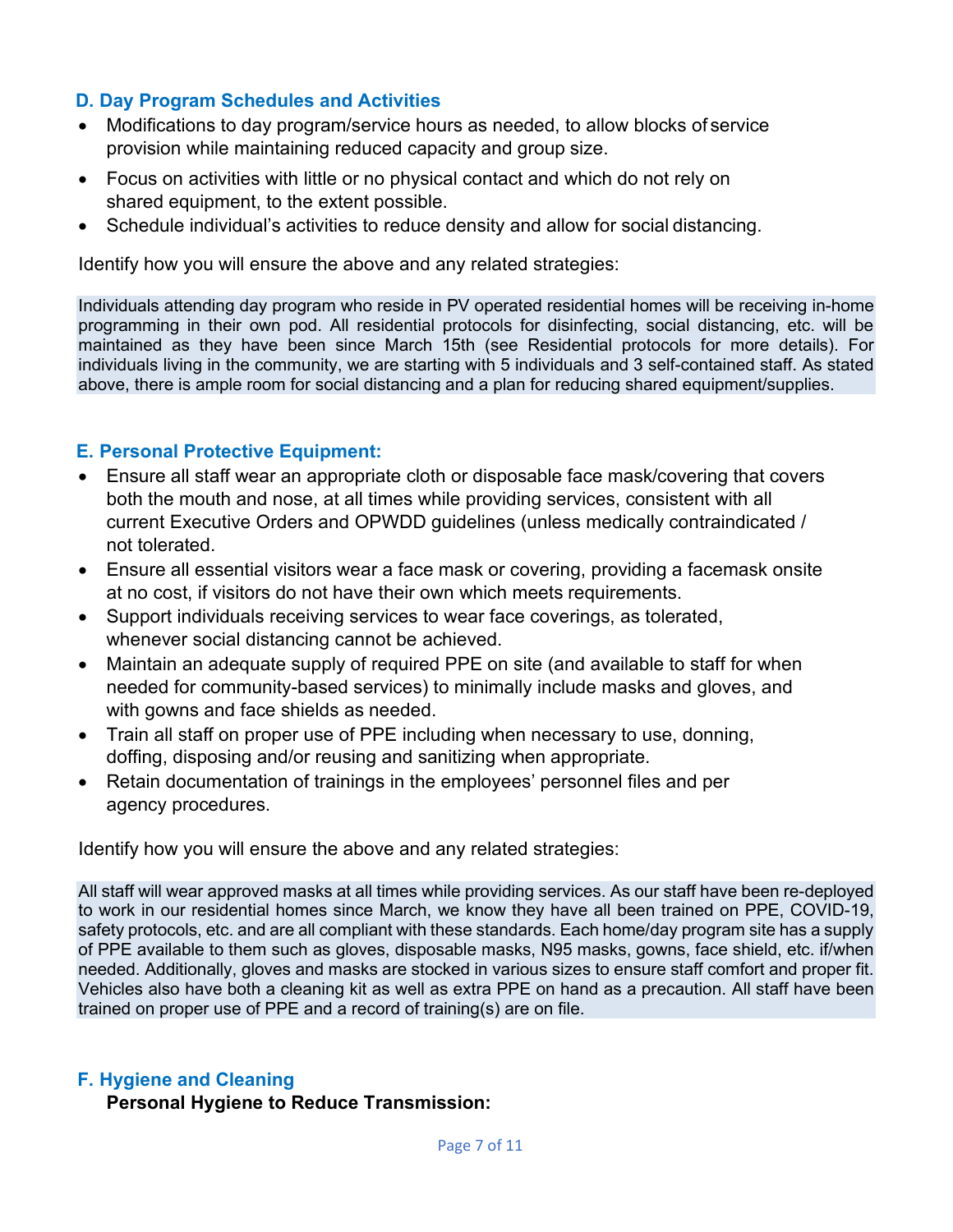### D. Day Program Schedules and Activities

- Modifications to day program/service hours as needed, to allow blocks of service provision while maintaining reduced capacity and group size.
- Focus on activities with little or no physical contact and which do not rely on shared equipment, to the extent possible.
- Schedule individual's activities to reduce density and allow for social distancing.

Identify how you will ensure the above and any related strategies:

Individuals attending day program who reside in PV operated residential homes will be receiving in-home programming in their own pod. All residential protocols for disinfecting, social distancing, etc. will be maintained as they have been since March 15th (see Residential protocols for more details). For individuals living in the community, we are starting with 5 individuals and 3 self-contained staff. As stated above, there is ample room for social distancing and a plan for reducing shared equipment/supplies.

### E. Personal Protective Equipment:

- Ensure all staff wear an appropriate cloth or disposable face mask/covering that covers both the mouth and nose, at all times while providing services, consistent with all current Executive Orders and OPWDD guidelines (unless medically contraindicated / not tolerated.
- Ensure all essential visitors wear a face mask or covering, providing a facemask onsite at no cost, if visitors do not have their own which meets requirements.
- Support individuals receiving services to wear face coverings, as tolerated, whenever social distancing cannot be achieved.
- Maintain an adequate supply of required PPE on site (and available to staff for when needed for community-based services) to minimally include masks and gloves, and with gowns and face shields as needed.
- Train all staff on proper use of PPE including when necessary to use, donning, doffing, disposing and/or reusing and sanitizing when appropriate.
- Retain documentation of trainings in the employees' personnel files and per agency procedures.

Identify how you will ensure the above and any related strategies:

All staff will wear approved masks at all times while providing services. As our staff have been re-deployed to work in our residential homes since March, we know they have all been trained on PPE, COVID-19, safety protocols, etc. and are all compliant with these standards. Each home/day program site has a supply of PPE available to them such as gloves, disposable masks, N95 masks, gowns, face shield, etc. if/when needed. Additionally, gloves and masks are stocked in various sizes to ensure staff comfort and proper fit. Vehicles also have both a cleaning kit as well as extra PPE on hand as a precaution. All staff have been trained on proper use of PPE and a record of training(s) are on file.

### F. Hygiene and Cleaning

**Personal Hygiene to Reduce Transmission:**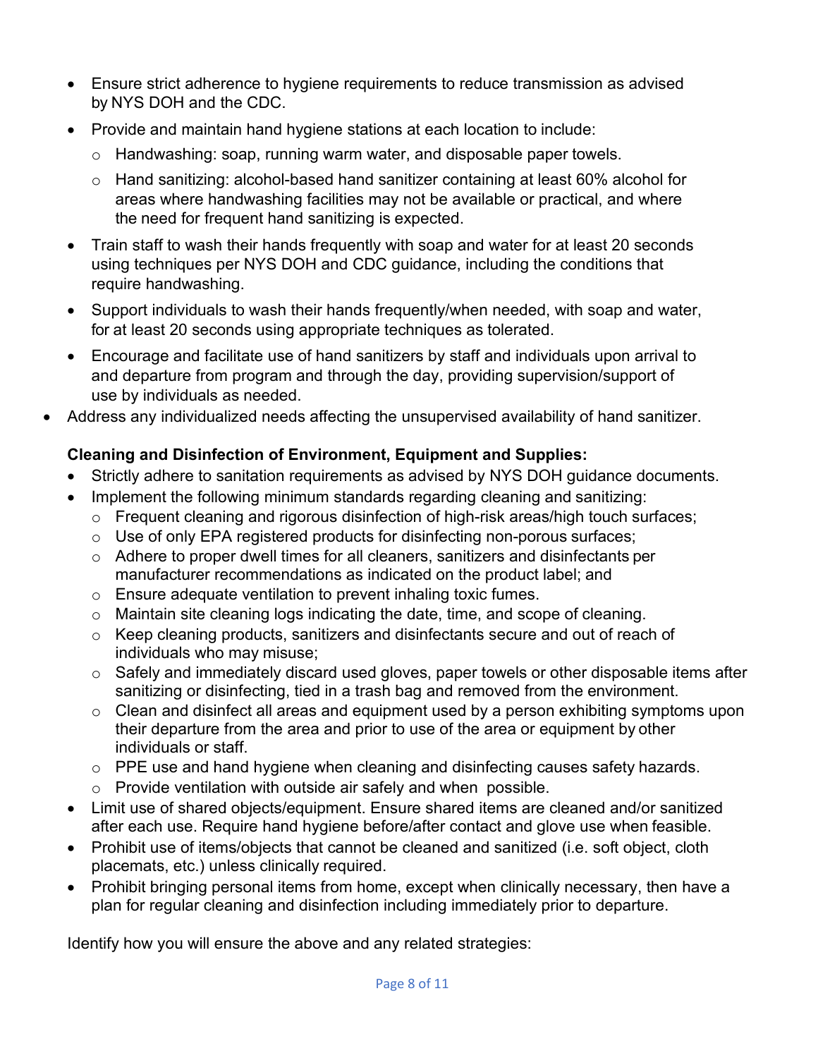- Ensure strict adherence to hygiene requirements to reduce transmission as advised by NYS DOH and the CDC.
- Provide and maintain hand hygiene stations at each location to include:
  - Handwashing: soap, running warm water, and disposable paper towels.
  - Hand sanitizing: alcohol-based hand sanitizer containing at least 60% alcohol for areas where handwashing facilities may not be available or practical, and where the need for frequent hand sanitizing is expected.
- Train staff to wash their hands frequently with soap and water for at least 20 seconds using techniques per NYS DOH and CDC guidance, including the conditions that require handwashing.
- Support individuals to wash their hands frequently/when needed, with soap and water, for at least 20 seconds using appropriate techniques as tolerated.
- Encourage and facilitate use of hand sanitizers by staff and individuals upon arrival to and departure from program and through the day, providing supervision/support of use by individuals as needed.
- Address any individualized needs affecting the unsupervised availability of hand sanitizer.

**Cleaning and Disinfection of Environment, Equipment and Supplies:**

- Strictly adhere to sanitation requirements as advised by NYS DOH guidance documents.
- Implement the following minimum standards regarding cleaning and sanitizing:
  - Frequent cleaning and rigorous disinfection of high-risk areas/high touch surfaces;
  - Use of only EPA registered products for disinfecting non-porous surfaces;
  - Adhere to proper dwell times for all cleaners, sanitizers and disinfectants per manufacturer recommendations as indicated on the product label; and
  - Ensure adequate ventilation to prevent inhaling toxic fumes.
  - Maintain site cleaning logs indicating the date, time, and scope of cleaning.
  - Keep cleaning products, sanitizers and disinfectants secure and out of reach of individuals who may misuse;
  - Safely and immediately discard used gloves, paper towels or other disposable items after sanitizing or disinfecting, tied in a trash bag and removed from the environment.
  - Clean and disinfect all areas and equipment used by a person exhibiting symptoms upon their departure from the area and prior to use of the area or equipment by other individuals or staff.
  - PPE use and hand hygiene when cleaning and disinfecting causes safety hazards.
  - Provide ventilation with outside air safely and when possible.
- Limit use of shared objects/equipment. Ensure shared items are cleaned and/or sanitized after each use. Require hand hygiene before/after contact and glove use when feasible.
- Prohibit use of items/objects that cannot be cleaned and sanitized (i.e. soft object, cloth placemats, etc.) unless clinically required.
- Prohibit bringing personal items from home, except when clinically necessary, then have a plan for regular cleaning and disinfection including immediately prior to departure.

Identify how you will ensure the above and any related strategies: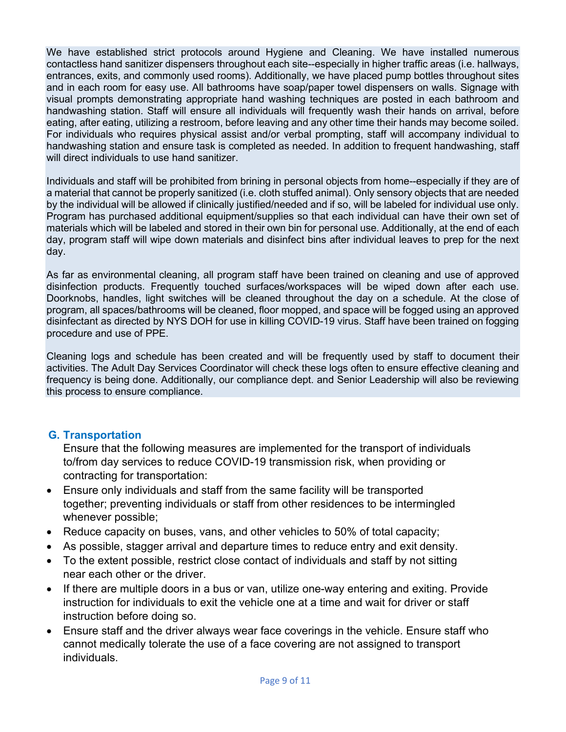We have established strict protocols around Hygiene and Cleaning. We have installed numerous contactless hand sanitizer dispensers throughout each site--especially in higher traffic areas (i.e. hallways, entrances, exits, and commonly used rooms). Additionally, we have placed pump bottles throughout sites and in each room for easy use. All bathrooms have soap/paper towel dispensers on walls. Signage with visual prompts demonstrating appropriate hand washing techniques are posted in each bathroom and handwashing station. Staff will ensure all individuals will frequently wash their hands on arrival, before eating, after eating, utilizing a restroom, before leaving and any other time their hands may become soiled. For individuals who requires physical assist and/or verbal prompting, staff will accompany individual to handwashing station and ensure task is completed as needed. In addition to frequent handwashing, staff will direct individuals to use hand sanitizer.

Individuals and staff will be prohibited from brining in personal objects from home--especially if they are of a material that cannot be properly sanitized (i.e. cloth stuffed animal). Only sensory objects that are needed by the individual will be allowed if clinically justified/needed and if so, will be labeled for individual use only. Program has purchased additional equipment/supplies so that each individual can have their own set of materials which will be labeled and stored in their own bin for personal use. Additionally, at the end of each day, program staff will wipe down materials and disinfect bins after individual leaves to prep for the next day.

As far as environmental cleaning, all program staff have been trained on cleaning and use of approved disinfection products. Frequently touched surfaces/workspaces will be wiped down after each use. Doorknobs, handles, light switches will be cleaned throughout the day on a schedule. At the close of program, all spaces/bathrooms will be cleaned, floor mopped, and space will be fogged using an approved disinfectant as directed by NYS DOH for use in killing COVID-19 virus. Staff have been trained on fogging procedure and use of PPE.

Cleaning logs and schedule has been created and will be frequently used by staff to document their activities. The Adult Day Services Coordinator will check these logs often to ensure effective cleaning and frequency is being done. Additionally, our compliance dept. and Senior Leadership will also be reviewing this process to ensure compliance.

### G. Transportation

Ensure that the following measures are implemented for the transport of individuals to/from day services to reduce COVID-19 transmission risk, when providing or contracting for transportation:

- Ensure only individuals and staff from the same facility will be transported together; preventing individuals or staff from other residences to be intermingled whenever possible;
- Reduce capacity on buses, vans, and other vehicles to 50% of total capacity;
- As possible, stagger arrival and departure times to reduce entry and exit density.
- To the extent possible, restrict close contact of individuals and staff by not sitting near each other or the driver.
- If there are multiple doors in a bus or van, utilize one-way entering and exiting. Provide instruction for individuals to exit the vehicle one at a time and wait for driver or staff instruction before doing so.
- Ensure staff and the driver always wear face coverings in the vehicle. Ensure staff who cannot medically tolerate the use of a face covering are not assigned to transport individuals.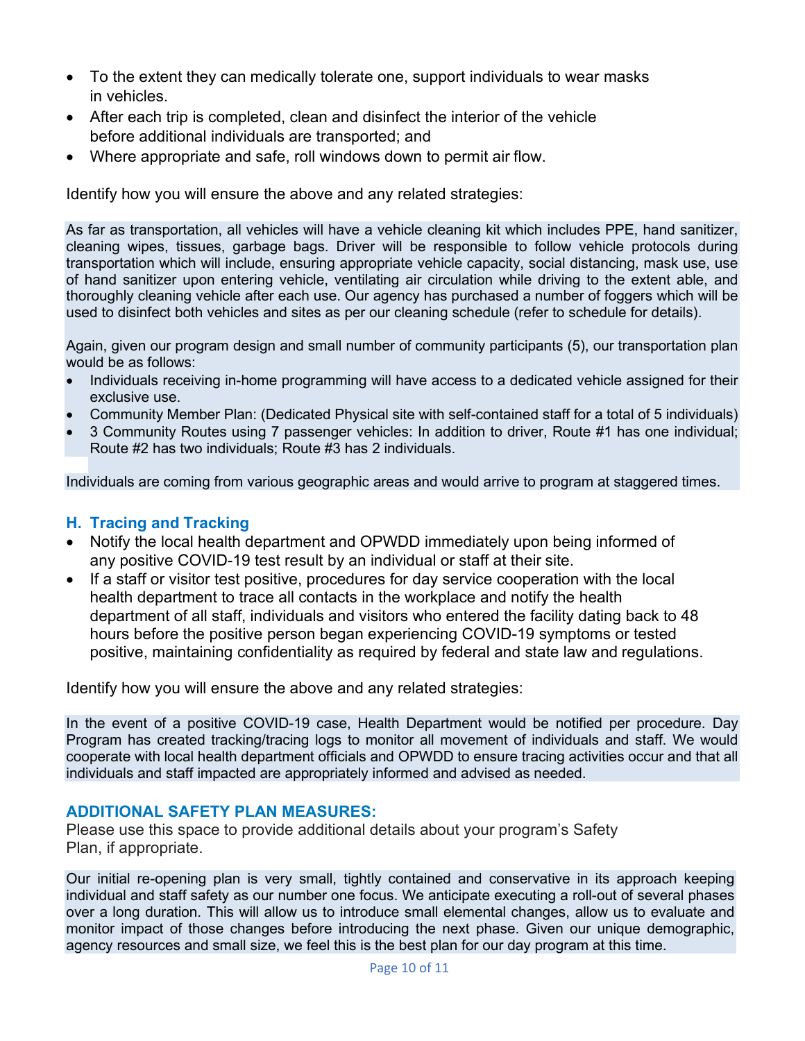- To the extent they can medically tolerate one, support individuals to wear masks in vehicles.
- After each trip is completed, clean and disinfect the interior of the vehicle before additional individuals are transported; and
- Where appropriate and safe, roll windows down to permit air flow.

Identify how you will ensure the above and any related strategies:

As far as transportation, all vehicles will have a vehicle cleaning kit which includes PPE, hand sanitizer, cleaning wipes, tissues, garbage bags. Driver will be responsible to follow vehicle protocols during transportation which will include, ensuring appropriate vehicle capacity, social distancing, mask use, use of hand sanitizer upon entering vehicle, ventilating air circulation while driving to the extent able, and thoroughly cleaning vehicle after each use. Our agency has purchased a number of foggers which will be used to disinfect both vehicles and sites as per our cleaning schedule (refer to schedule for details).

Again, given our program design and small number of community participants (5), our transportation plan would be as follows:

- Individuals receiving in-home programming will have access to a dedicated vehicle assigned for their exclusive use.
- Community Member Plan: (Dedicated Physical site with self-contained staff for a total of 5 individuals)
- 3 Community Routes using 7 passenger vehicles: In addition to driver, Route #1 has one individual; Route #2 has two individuals; Route #3 has 2 individuals.

Individuals are coming from various geographic areas and would arrive to program at staggered times.

### H. Tracing and Tracking

- Notify the local health department and OPWDD immediately upon being informed of any positive COVID-19 test result by an individual or staff at their site.
- If a staff or visitor test positive, procedures for day service cooperation with the local health department to trace all contacts in the workplace and notify the health department of all staff, individuals and visitors who entered the facility dating back to 48 hours before the positive person began experiencing COVID-19 symptoms or tested positive, maintaining confidentiality as required by federal and state law and regulations.

Identify how you will ensure the above and any related strategies:

In the event of a positive COVID-19 case, Health Department would be notified per procedure. Day Program has created tracking/tracing logs to monitor all movement of individuals and staff. We would cooperate with local health department officials and OPWDD to ensure tracing activities occur and that all individuals and staff impacted are appropriately informed and advised as needed.

### ADDITIONAL SAFETY PLAN MEASURES:

Please use this space to provide additional details about your program's Safety Plan, if appropriate.

Our initial re-opening plan is very small, tightly contained and conservative in its approach keeping individual and staff safety as our number one focus. We anticipate executing a roll-out of several phases over a long duration. This will allow us to introduce small elemental changes, allow us to evaluate and monitor impact of those changes before introducing the next phase. Given our unique demographic, agency resources and small size, we feel this is the best plan for our day program at this time.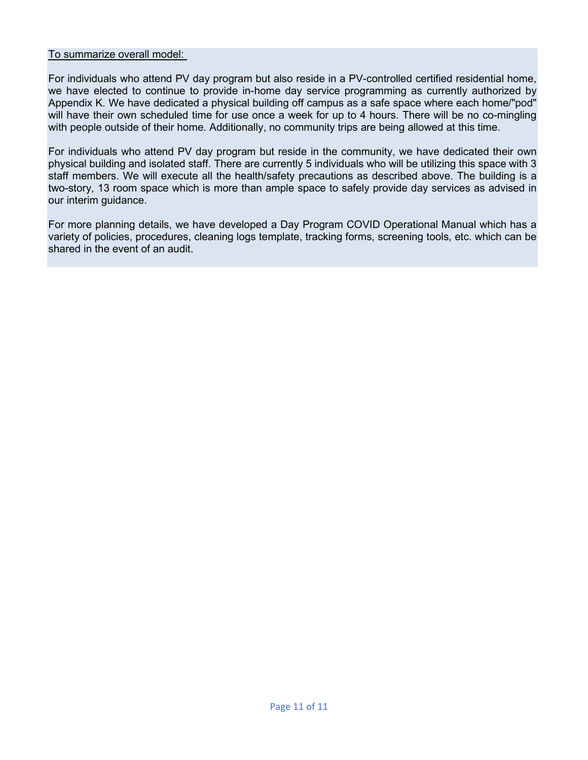<u>To summarize overall model:</u>

For individuals who attend PV day program but also reside in a PV-controlled certified residential home, we have elected to continue to provide in-home day service programming as currently authorized by Appendix K. We have dedicated a physical building off campus as a safe space where each home/"pod" will have their own scheduled time for use once a week for up to 4 hours. There will be no co-mingling with people outside of their home. Additionally, no community trips are being allowed at this time.

For individuals who attend PV day program but reside in the community, we have dedicated their own physical building and isolated staff. There are currently 5 individuals who will be utilizing this space with 3 staff members. We will execute all the health/safety precautions as described above. The building is a two-story, 13 room space which is more than ample space to safely provide day services as advised in our interim guidance.

For more planning details, we have developed a Day Program COVID Operational Manual which has a variety of policies, procedures, cleaning logs template, tracking forms, screening tools, etc. which can be shared in the event of an audit.